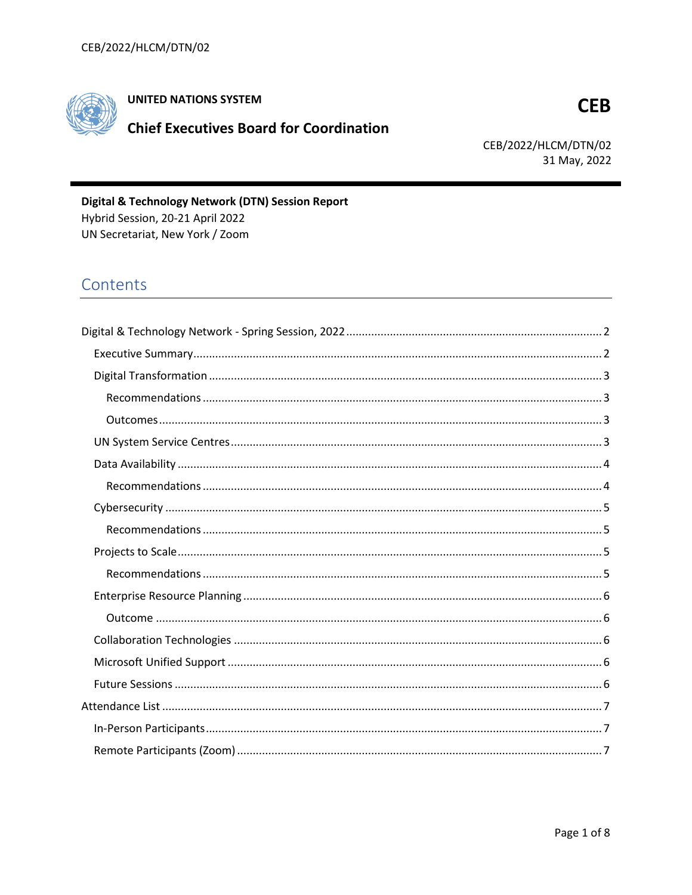CEB/2022/HLCM/DTN/02

**UNITED NATIONS SYSTEM**

**Chief Executives Board for Coordination**

**CEB**

CEB/2022/HLCM/DTN/02
31 May, 2022

**Digital & Technology Network (DTN) Session Report**
Hybrid Session, 20-21 April 2022
UN Secretariat, New York / Zoom

## Contents

- Digital & Technology Network - Spring Session, 2022 ..... 2
  - Executive Summary ..... 2
  - Digital Transformation ..... 3
    - Recommendations ..... 3
    - Outcomes ..... 3
  - UN System Service Centres ..... 3
  - Data Availability ..... 4
    - Recommendations ..... 4
  - Cybersecurity ..... 5
    - Recommendations ..... 5
  - Projects to Scale ..... 5
    - Recommendations ..... 5
  - Enterprise Resource Planning ..... 6
    - Outcome ..... 6
  - Collaboration Technologies ..... 6
  - Microsoft Unified Support ..... 6
  - Future Sessions ..... 6
- Attendance List ..... 7
  - In-Person Participants ..... 7
  - Remote Participants (Zoom) ..... 7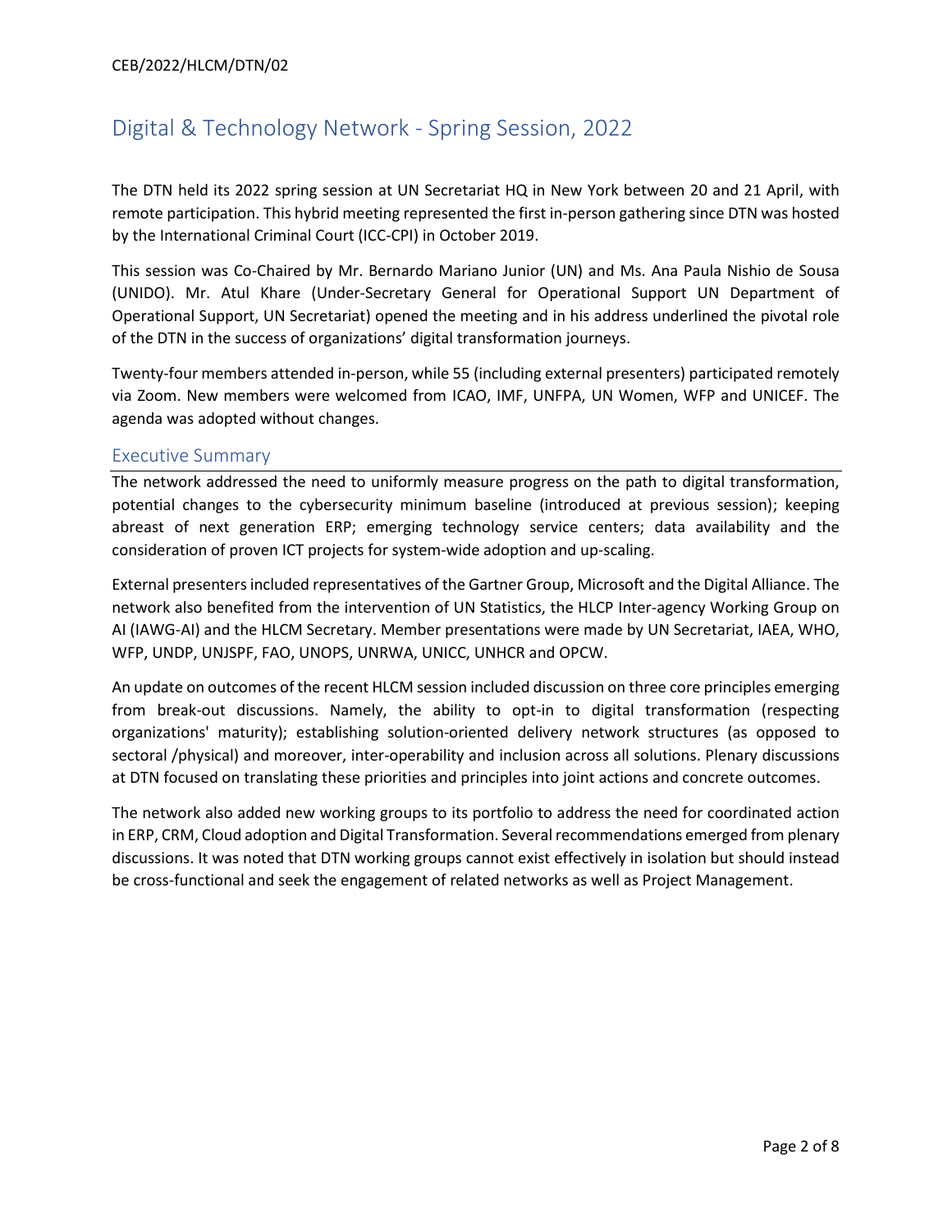# Digital & Technology Network - Spring Session, 2022

The DTN held its 2022 spring session at UN Secretariat HQ in New York between 20 and 21 April, with remote participation. This hybrid meeting represented the first in-person gathering since DTN was hosted by the International Criminal Court (ICC-CPI) in October 2019.

This session was Co-Chaired by Mr. Bernardo Mariano Junior (UN) and Ms. Ana Paula Nishio de Sousa (UNIDO). Mr. Atul Khare (Under-Secretary General for Operational Support UN Department of Operational Support, UN Secretariat) opened the meeting and in his address underlined the pivotal role of the DTN in the success of organizations' digital transformation journeys.

Twenty-four members attended in-person, while 55 (including external presenters) participated remotely via Zoom. New members were welcomed from ICAO, IMF, UNFPA, UN Women, WFP and UNICEF. The agenda was adopted without changes.

## Executive Summary

The network addressed the need to uniformly measure progress on the path to digital transformation, potential changes to the cybersecurity minimum baseline (introduced at previous session); keeping abreast of next generation ERP; emerging technology service centers; data availability and the consideration of proven ICT projects for system-wide adoption and up-scaling.

External presenters included representatives of the Gartner Group, Microsoft and the Digital Alliance. The network also benefited from the intervention of UN Statistics, the HLCP Inter-agency Working Group on AI (IAWG-AI) and the HLCM Secretary. Member presentations were made by UN Secretariat, IAEA, WHO, WFP, UNDP, UNJSPF, FAO, UNOPS, UNRWA, UNICC, UNHCR and OPCW.

An update on outcomes of the recent HLCM session included discussion on three core principles emerging from break-out discussions. Namely, the ability to opt-in to digital transformation (respecting organizations' maturity); establishing solution-oriented delivery network structures (as opposed to sectoral /physical) and moreover, inter-operability and inclusion across all solutions. Plenary discussions at DTN focused on translating these priorities and principles into joint actions and concrete outcomes.

The network also added new working groups to its portfolio to address the need for coordinated action in ERP, CRM, Cloud adoption and Digital Transformation. Several recommendations emerged from plenary discussions. It was noted that DTN working groups cannot exist effectively in isolation but should instead be cross-functional and seek the engagement of related networks as well as Project Management.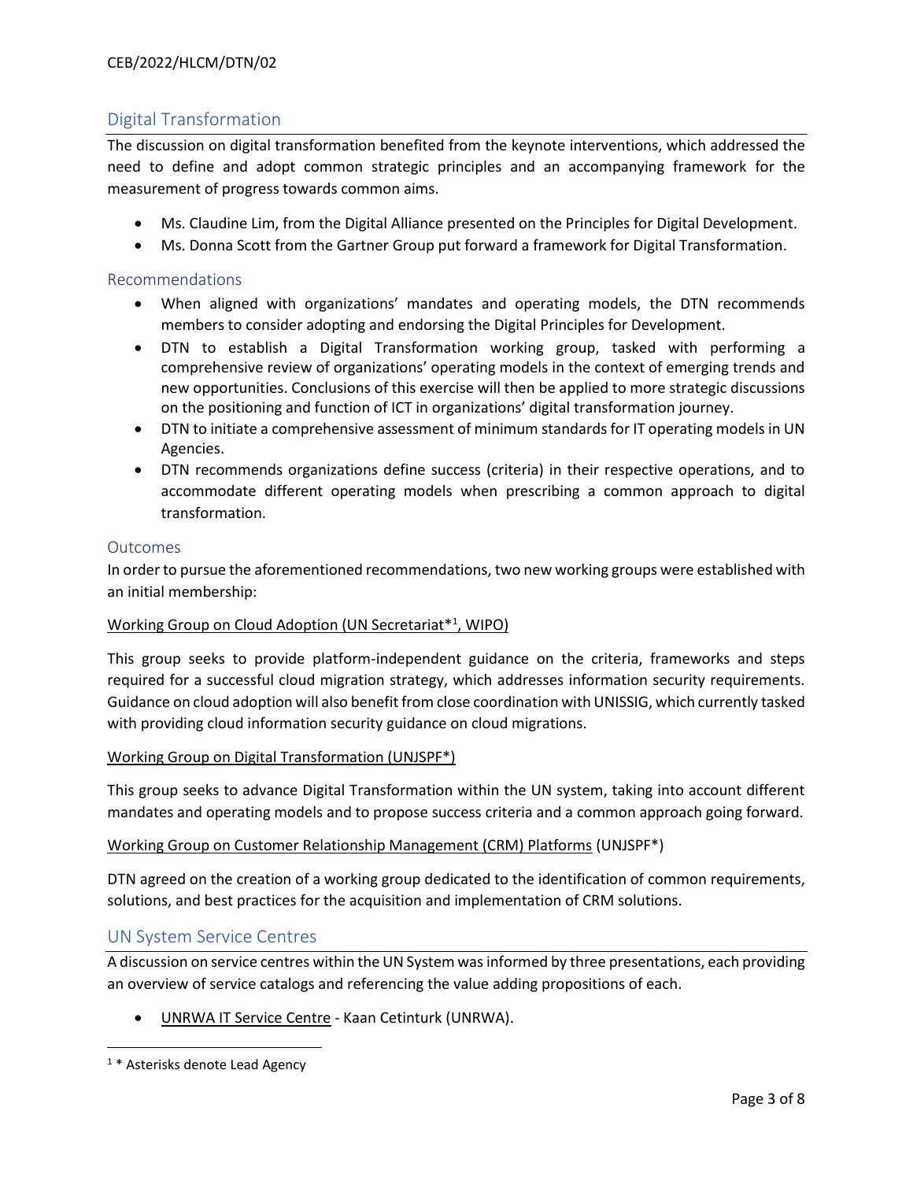## Digital Transformation

The discussion on digital transformation benefited from the keynote interventions, which addressed the need to define and adopt common strategic principles and an accompanying framework for the measurement of progress towards common aims.

- Ms. Claudine Lim, from the Digital Alliance presented on the Principles for Digital Development.
- Ms. Donna Scott from the Gartner Group put forward a framework for Digital Transformation.

### Recommendations

- When aligned with organizations' mandates and operating models, the DTN recommends members to consider adopting and endorsing the Digital Principles for Development.
- DTN to establish a Digital Transformation working group, tasked with performing a comprehensive review of organizations' operating models in the context of emerging trends and new opportunities. Conclusions of this exercise will then be applied to more strategic discussions on the positioning and function of ICT in organizations' digital transformation journey.
- DTN to initiate a comprehensive assessment of minimum standards for IT operating models in UN Agencies.
- DTN recommends organizations define success (criteria) in their respective operations, and to accommodate different operating models when prescribing a common approach to digital transformation.

### Outcomes

In order to pursue the aforementioned recommendations, two new working groups were established with an initial membership:

Working Group on Cloud Adoption (UN Secretariat*[1], WIPO)

This group seeks to provide platform-independent guidance on the criteria, frameworks and steps required for a successful cloud migration strategy, which addresses information security requirements. Guidance on cloud adoption will also benefit from close coordination with UNISSIG, which currently tasked with providing cloud information security guidance on cloud migrations.

Working Group on Digital Transformation (UNJSPF*)

This group seeks to advance Digital Transformation within the UN system, taking into account different mandates and operating models and to propose success criteria and a common approach going forward.

Working Group on Customer Relationship Management (CRM) Platforms (UNJSPF*)

DTN agreed on the creation of a working group dedicated to the identification of common requirements, solutions, and best practices for the acquisition and implementation of CRM solutions.

## UN System Service Centres

A discussion on service centres within the UN System was informed by three presentations, each providing an overview of service catalogs and referencing the value adding propositions of each.

- UNRWA IT Service Centre - Kaan Cetinturk (UNRWA).

---

[1] * Asterisks denote Lead Agency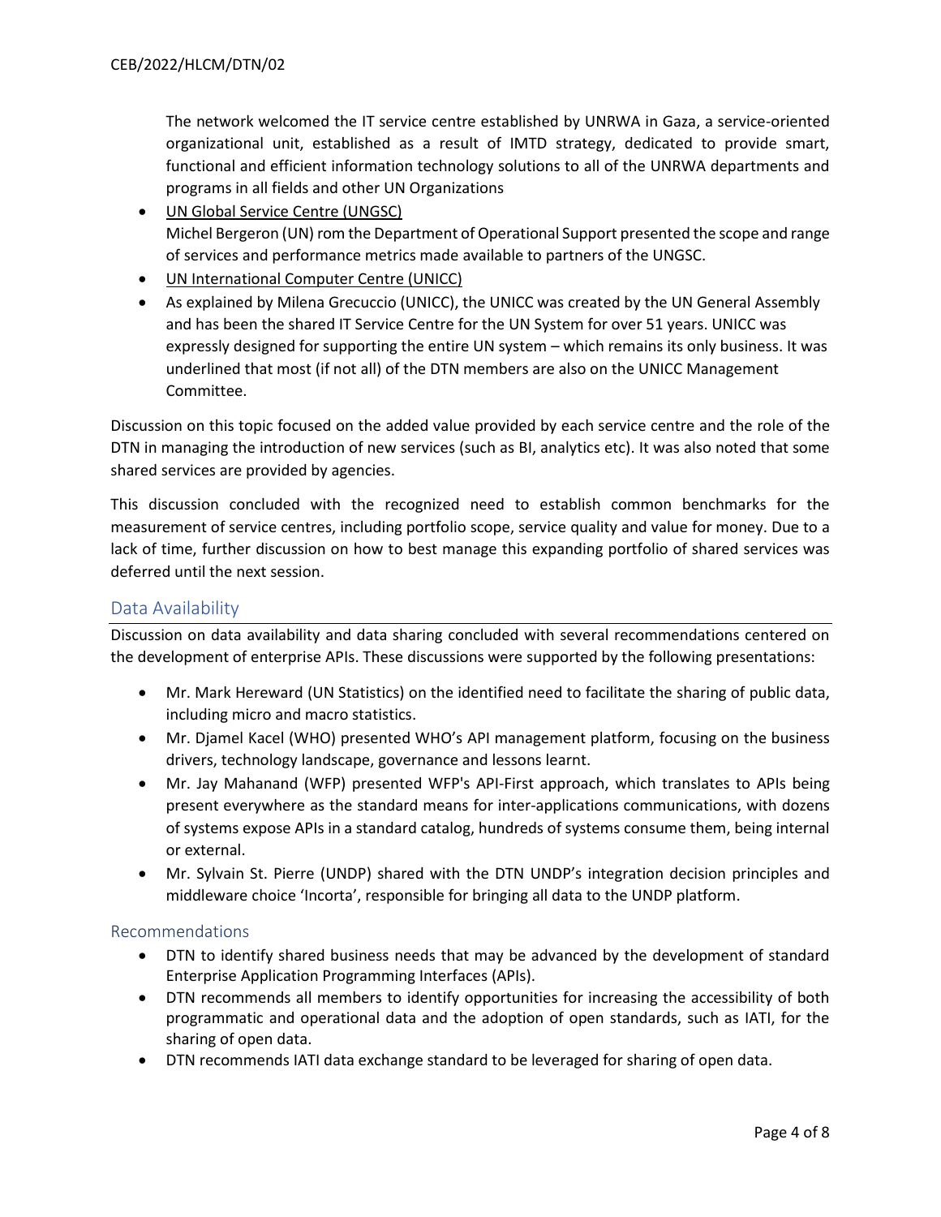The network welcomed the IT service centre established by UNRWA in Gaza, a service-oriented organizational unit, established as a result of IMTD strategy, dedicated to provide smart, functional and efficient information technology solutions to all of the UNRWA departments and programs in all fields and other UN Organizations

- UN Global Service Centre (UNGSC)
  Michel Bergeron (UN) rom the Department of Operational Support presented the scope and range of services and performance metrics made available to partners of the UNGSC.
- UN International Computer Centre (UNICC)
- As explained by Milena Grecuccio (UNICC), the UNICC was created by the UN General Assembly and has been the shared IT Service Centre for the UN System for over 51 years. UNICC was expressly designed for supporting the entire UN system – which remains its only business. It was underlined that most (if not all) of the DTN members are also on the UNICC Management Committee.

Discussion on this topic focused on the added value provided by each service centre and the role of the DTN in managing the introduction of new services (such as BI, analytics etc). It was also noted that some shared services are provided by agencies.

This discussion concluded with the recognized need to establish common benchmarks for the measurement of service centres, including portfolio scope, service quality and value for money. Due to a lack of time, further discussion on how to best manage this expanding portfolio of shared services was deferred until the next session.

## Data Availability

Discussion on data availability and data sharing concluded with several recommendations centered on the development of enterprise APIs. These discussions were supported by the following presentations:

- Mr. Mark Hereward (UN Statistics) on the identified need to facilitate the sharing of public data, including micro and macro statistics.
- Mr. Djamel Kacel (WHO) presented WHO's API management platform, focusing on the business drivers, technology landscape, governance and lessons learnt.
- Mr. Jay Mahanand (WFP) presented WFP's API-First approach, which translates to APIs being present everywhere as the standard means for inter-applications communications, with dozens of systems expose APIs in a standard catalog, hundreds of systems consume them, being internal or external.
- Mr. Sylvain St. Pierre (UNDP) shared with the DTN UNDP's integration decision principles and middleware choice 'Incorta', responsible for bringing all data to the UNDP platform.

### Recommendations

- DTN to identify shared business needs that may be advanced by the development of standard Enterprise Application Programming Interfaces (APIs).
- DTN recommends all members to identify opportunities for increasing the accessibility of both programmatic and operational data and the adoption of open standards, such as IATI, for the sharing of open data.
- DTN recommends IATI data exchange standard to be leveraged for sharing of open data.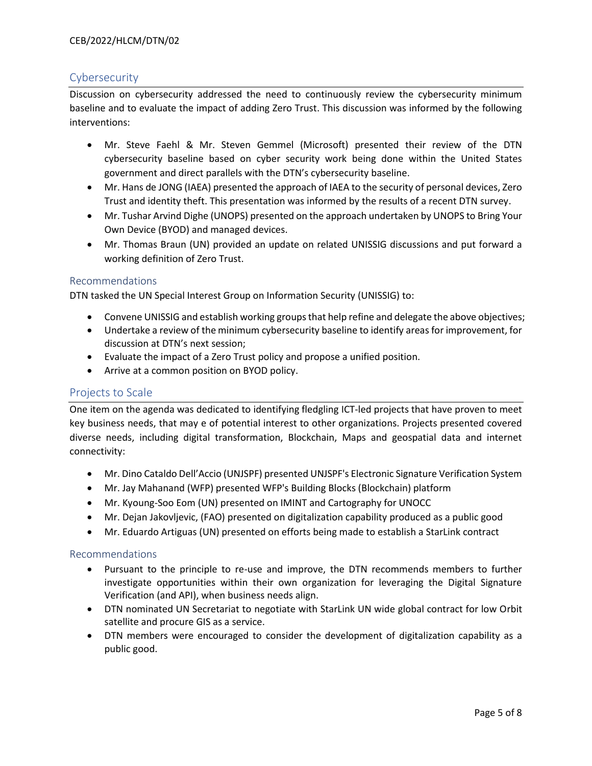## Cybersecurity

Discussion on cybersecurity addressed the need to continuously review the cybersecurity minimum baseline and to evaluate the impact of adding Zero Trust. This discussion was informed by the following interventions:

- Mr. Steve Faehl & Mr. Steven Gemmel (Microsoft) presented their review of the DTN cybersecurity baseline based on cyber security work being done within the United States government and direct parallels with the DTN's cybersecurity baseline.
- Mr. Hans de JONG (IAEA) presented the approach of IAEA to the security of personal devices, Zero Trust and identity theft. This presentation was informed by the results of a recent DTN survey.
- Mr. Tushar Arvind Dighe (UNOPS) presented on the approach undertaken by UNOPS to Bring Your Own Device (BYOD) and managed devices.
- Mr. Thomas Braun (UN) provided an update on related UNISSIG discussions and put forward a working definition of Zero Trust.

### Recommendations

DTN tasked the UN Special Interest Group on Information Security (UNISSIG) to:

- Convene UNISSIG and establish working groups that help refine and delegate the above objectives;
- Undertake a review of the minimum cybersecurity baseline to identify areas for improvement, for discussion at DTN's next session;
- Evaluate the impact of a Zero Trust policy and propose a unified position.
- Arrive at a common position on BYOD policy.

## Projects to Scale

One item on the agenda was dedicated to identifying fledgling ICT-led projects that have proven to meet key business needs, that may e of potential interest to other organizations. Projects presented covered diverse needs, including digital transformation, Blockchain, Maps and geospatial data and internet connectivity:

- Mr. Dino Cataldo Dell'Accio (UNJSPF) presented UNJSPF's Electronic Signature Verification System
- Mr. Jay Mahanand (WFP) presented WFP's Building Blocks (Blockchain) platform
- Mr. Kyoung-Soo Eom (UN) presented on IMINT and Cartography for UNOCC
- Mr. Dejan Jakovljevic, (FAO) presented on digitalization capability produced as a public good
- Mr. Eduardo Artiguas (UN) presented on efforts being made to establish a StarLink contract

### Recommendations

- Pursuant to the principle to re-use and improve, the DTN recommends members to further investigate opportunities within their own organization for leveraging the Digital Signature Verification (and API), when business needs align.
- DTN nominated UN Secretariat to negotiate with StarLink UN wide global contract for low Orbit satellite and procure GIS as a service.
- DTN members were encouraged to consider the development of digitalization capability as a public good.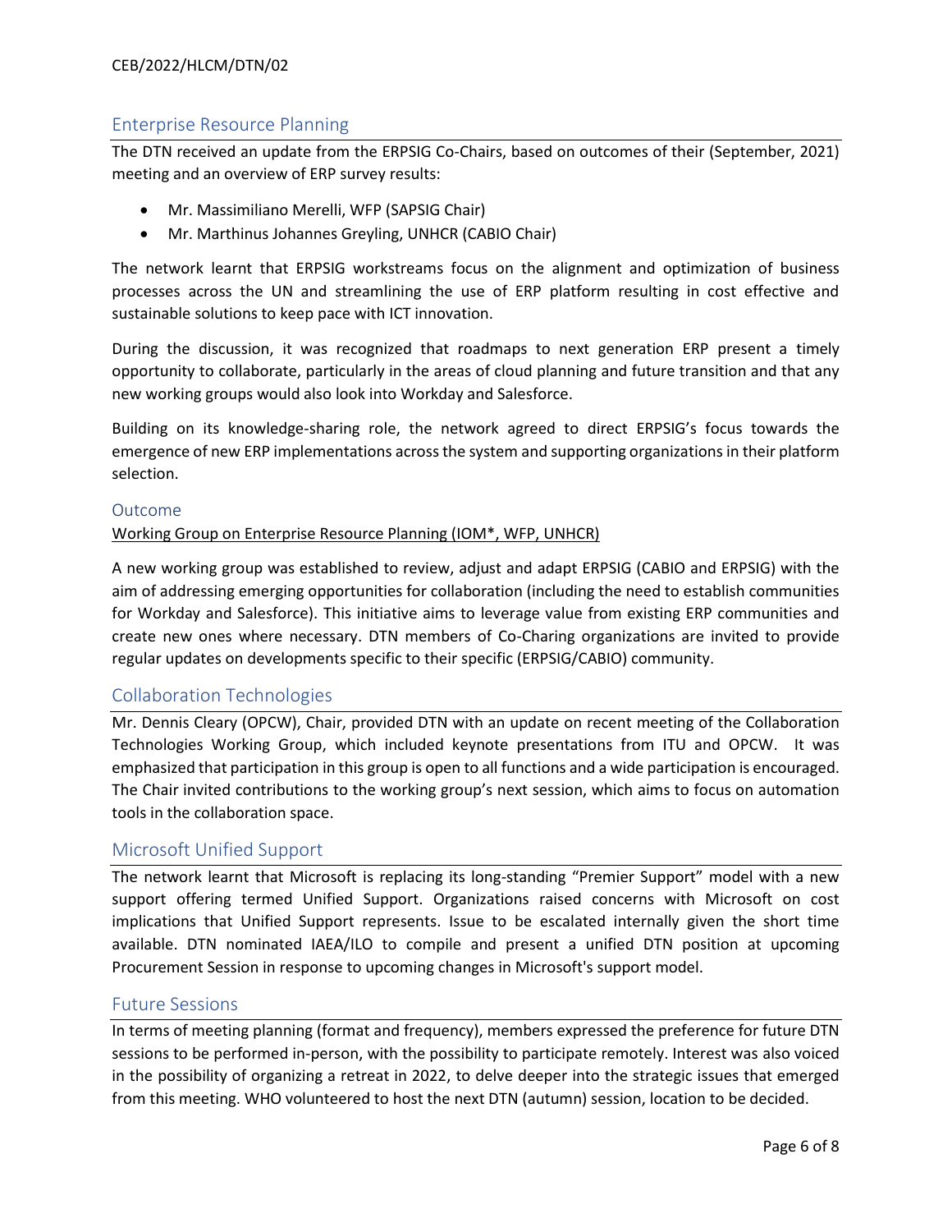## Enterprise Resource Planning

The DTN received an update from the ERPSIG Co-Chairs, based on outcomes of their (September, 2021) meeting and an overview of ERP survey results:

- Mr. Massimiliano Merelli, WFP (SAPSIG Chair)
- Mr. Marthinus Johannes Greyling, UNHCR (CABIO Chair)

The network learnt that ERPSIG workstreams focus on the alignment and optimization of business processes across the UN and streamlining the use of ERP platform resulting in cost effective and sustainable solutions to keep pace with ICT innovation.

During the discussion, it was recognized that roadmaps to next generation ERP present a timely opportunity to collaborate, particularly in the areas of cloud planning and future transition and that any new working groups would also look into Workday and Salesforce.

Building on its knowledge-sharing role, the network agreed to direct ERPSIG's focus towards the emergence of new ERP implementations across the system and supporting organizations in their platform selection.

### Outcome

Working Group on Enterprise Resource Planning (IOM*, WFP, UNHCR)

A new working group was established to review, adjust and adapt ERPSIG (CABIO and ERPSIG) with the aim of addressing emerging opportunities for collaboration (including the need to establish communities for Workday and Salesforce). This initiative aims to leverage value from existing ERP communities and create new ones where necessary. DTN members of Co-Charing organizations are invited to provide regular updates on developments specific to their specific (ERPSIG/CABIO) community.

## Collaboration Technologies

Mr. Dennis Cleary (OPCW), Chair, provided DTN with an update on recent meeting of the Collaboration Technologies Working Group, which included keynote presentations from ITU and OPCW. It was emphasized that participation in this group is open to all functions and a wide participation is encouraged. The Chair invited contributions to the working group's next session, which aims to focus on automation tools in the collaboration space.

## Microsoft Unified Support

The network learnt that Microsoft is replacing its long-standing "Premier Support" model with a new support offering termed Unified Support. Organizations raised concerns with Microsoft on cost implications that Unified Support represents. Issue to be escalated internally given the short time available. DTN nominated IAEA/ILO to compile and present a unified DTN position at upcoming Procurement Session in response to upcoming changes in Microsoft's support model.

## Future Sessions

In terms of meeting planning (format and frequency), members expressed the preference for future DTN sessions to be performed in-person, with the possibility to participate remotely. Interest was also voiced in the possibility of organizing a retreat in 2022, to delve deeper into the strategic issues that emerged from this meeting. WHO volunteered to host the next DTN (autumn) session, location to be decided.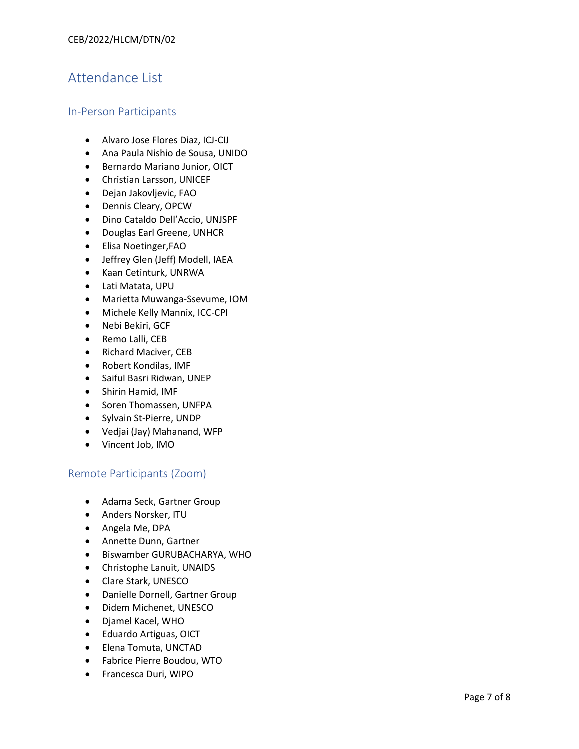## Attendance List

### In-Person Participants

- Alvaro Jose Flores Diaz, ICJ-CIJ
- Ana Paula Nishio de Sousa, UNIDO
- Bernardo Mariano Junior, OICT
- Christian Larsson, UNICEF
- Dejan Jakovljevic, FAO
- Dennis Cleary, OPCW
- Dino Cataldo Dell'Accio, UNJSPF
- Douglas Earl Greene, UNHCR
- Elisa Noetinger,FAO
- Jeffrey Glen (Jeff) Modell, IAEA
- Kaan Cetinturk, UNRWA
- Lati Matata, UPU
- Marietta Muwanga-Ssevume, IOM
- Michele Kelly Mannix, ICC-CPI
- Nebi Bekiri, GCF
- Remo Lalli, CEB
- Richard Maciver, CEB
- Robert Kondilas, IMF
- Saiful Basri Ridwan, UNEP
- Shirin Hamid, IMF
- Soren Thomassen, UNFPA
- Sylvain St-Pierre, UNDP
- Vedjai (Jay) Mahanand, WFP
- Vincent Job, IMO

### Remote Participants (Zoom)

- Adama Seck, Gartner Group
- Anders Norsker, ITU
- Angela Me, DPA
- Annette Dunn, Gartner
- Biswamber GURUBACHARYA, WHO
- Christophe Lanuit, UNAIDS
- Clare Stark, UNESCO
- Danielle Dornell, Gartner Group
- Didem Michenet, UNESCO
- Djamel Kacel, WHO
- Eduardo Artiguas, OICT
- Elena Tomuta, UNCTAD
- Fabrice Pierre Boudou, WTO
- Francesca Duri, WIPO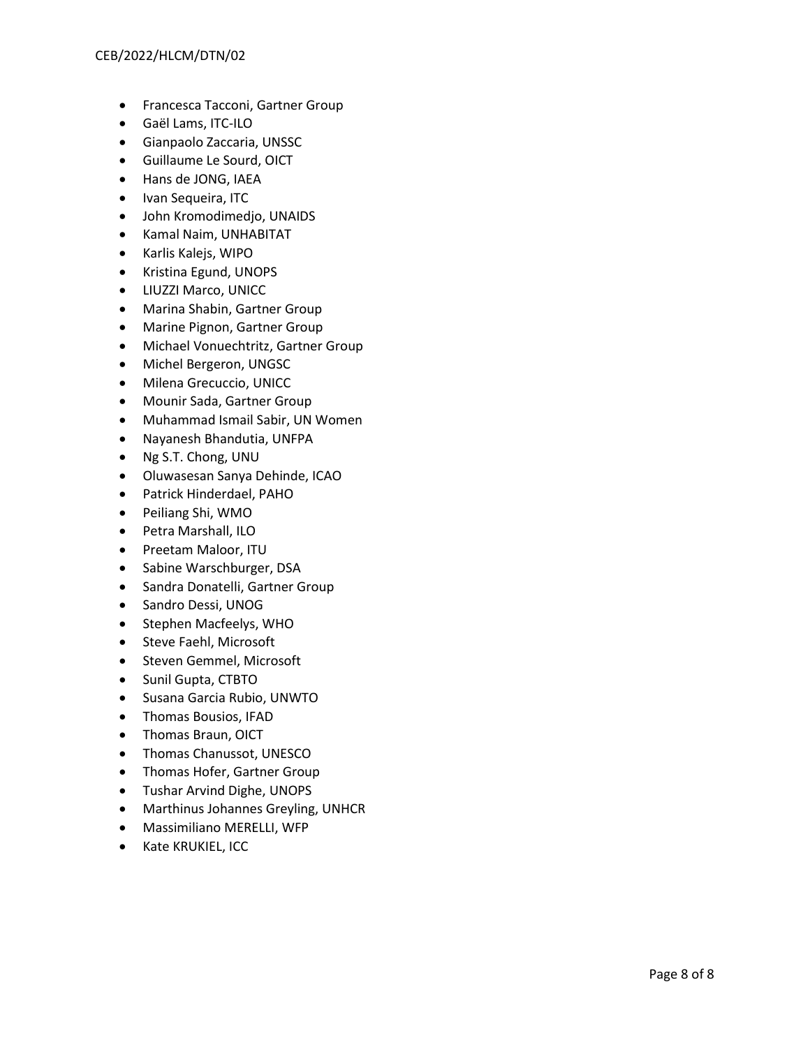- Francesca Tacconi, Gartner Group
- Gaël Lams, ITC-ILO
- Gianpaolo Zaccaria, UNSSC
- Guillaume Le Sourd, OICT
- Hans de JONG, IAEA
- Ivan Sequeira, ITC
- John Kromodimedjo, UNAIDS
- Kamal Naim, UNHABITAT
- Karlis Kalejs, WIPO
- Kristina Egund, UNOPS
- LIUZZI Marco, UNICC
- Marina Shabin, Gartner Group
- Marine Pignon, Gartner Group
- Michael Vonuechtritz, Gartner Group
- Michel Bergeron, UNGSC
- Milena Grecuccio, UNICC
- Mounir Sada, Gartner Group
- Muhammad Ismail Sabir, UN Women
- Nayanesh Bhandutia, UNFPA
- Ng S.T. Chong, UNU
- Oluwasesan Sanya Dehinde, ICAO
- Patrick Hinderdael, PAHO
- Peiliang Shi, WMO
- Petra Marshall, ILO
- Preetam Maloor, ITU
- Sabine Warschburger, DSA
- Sandra Donatelli, Gartner Group
- Sandro Dessi, UNOG
- Stephen Macfeelys, WHO
- Steve Faehl, Microsoft
- Steven Gemmel, Microsoft
- Sunil Gupta, CTBTO
- Susana Garcia Rubio, UNWTO
- Thomas Bousios, IFAD
- Thomas Braun, OICT
- Thomas Chanussot, UNESCO
- Thomas Hofer, Gartner Group
- Tushar Arvind Dighe, UNOPS
- Marthinus Johannes Greyling, UNHCR
- Massimiliano MERELLI, WFP
- Kate KRUKIEL, ICC